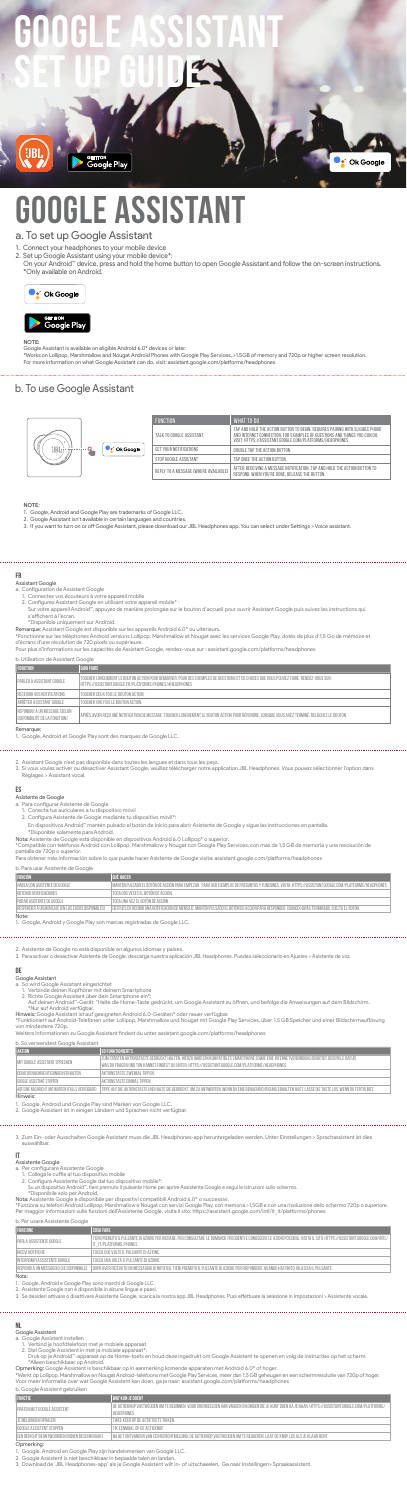# GOOGLE ASSISTANT SET UP GUIDE

# GOOGLE ASSISTANT

## a. To set up Google Assistant

1. Connect your headphones to your mobile device
2. Set up Google Assistant using your mobile device*:
   On your Android™ device, press and hold the home button to open Google Assistant and follow the on-screen instructions.
   *Only available on Android.

**NOTE:**
Google Assistant is available on eligible Android 6.0* devices or later.
*Works on Lollipop, Marshmallow and Nougat Android Phones with Google Play Services, >1.5GB of memory and 720p or higher screen resolution.
For more information on what Google Assistant can do, visit: assistant.google.com/platforms/headphones

## b. To use Google Assistant

| FUNCTION | WHAT TO DO |
|---|---|
| TALK TO GOOGLE ASSISTANT | TAP AND HOLD THE ACTION BUTTON TO BEGIN. REQUIRES PAIRING WITH ELIGIBLE PHONE AND INTERNET CONNECTION. FOR EXAMPLES OF QUESTIONS AND THINGS YOU CAN DO, VISIT HTTPS://ASSISTANT.GOOGLE.COM/PLATFORMS/HEADPHONES |
| GET YOUR NOTIFICATIONS | DOUBLE TAP THE ACTION BUTTON. |
| STOP GOOGLE ASSISTANT | TAP ONCE THE ACTION BUTTON. |
| REPLY TO A MESSAGE (WHERE AVAILABLE) | AFTER RECEIVING A MESSAGE NOTIFICATION, TAP AND HOLD THE ACTION BUTTON TO RESPOND. WHEN YOU'RE DONE, RELEASE THE BUTTON. |

**NOTE:**
1. Google, Android and Google Play are trademarks of Google LLC.
2. Google Assistant isn't available in certain languages and countries.
3. If you want to turn on or off Google Assistant, please download our JBL Headphones app. You can select under Settings > Voice assistant.

## FR

### Assistant Google

a. Configuration de l'Assistant Google
1. Connectez vos écouteurs à votre appareil mobile
2. Configurez Assistant Google en utilisant votre appareil mobile* :
   Sur votre appareil Android™, appuyez de manière prolongée sur le bouton d'accueil pour ouvrir Assistant Google puis suivez les instructions qui s'affichent à l'écran.
   *Disponible uniquement sur Android.

Remarque: Assistant Google est disponible sur les appareils Android 6.0* ou ultérieurs.
*Fonctionne sur les téléphones Android versions Lollipop, Marshmallow et Nougat avec les services Google Play, dotés de plus d'1,5 Go de mémoire et d'écrans d'une résolution de 720 pixels ou supérieure.
Pour plus d'informations sur les capacités de Assistant Google, rendez-vous sur : assistant.google.com/platforms/headphones

b. Utilisation de Assistant Google

| FONCTION | ACTION |
|---|---|
| PARLER À ASSISTANT GOOGLE | TOUCHER LONGUEMENT LE BOUTON ACTION POUR DÉMARRER. POUR DES EXEMPLES DE QUESTIONS ET DE CHOSES QUE VOUS POUVEZ FAIRE, RENDEZ-VOUS SUR HTTPS://ASSISTANT.GOOGLE.COM/PLATFORMS/HEADPHONES |
| RECEVOIR VOS NOTIFICATIONS | TOUCHER DEUX FOIS LE BOUTON ACTION. |
| ARRÊTER ASSISTANT GOOGLE | TOUCHER UNE FOIS LE BOUTON ACTION. |
| RÉPONDRE À UN MESSAGE (SI LA FONCTION EST DISPONIBLE) | APRÈS AVOIR REÇU UNE NOTIFICATION DE MESSAGE, TOUCHER LONGUEMENT LE BOUTON ACTION POUR RÉPONDRE. LORSQUE VOUS AVEZ TERMINÉ, RELÂCHEZ LE BOUTON. |

Remarque:
1. Google, Android et Google Play sont des marques de Google LLC.
2. Assistant Google n'est pas disponible dans toutes les langues et dans tous les pays.
3. Si vous voulez activer ou désactiver Assistant Google, veuillez télécharger notre application JBL Headphones. Vous pouvez sélectionner l'option dans Réglages > Assistant vocal.

## ES

### Asistente de Google

a. Para configurar Asistente de Google
1. Conecta tus auriculares a tu dispositivo móvil
2. Configurar Asistente de Google mediante tu dispositivo móvil*:
   En dispositivos Android™, mantén pulsado el botón de inicio para abrir Asistente de Google y sigue las instrucciones en pantalla.
   *Disponible solamente para Android.

Nota: Asistente de Google está disponible en dispositivos Android 6.0 Lollipop* o superior.
*Compatible con teléfonos Android con Lollipop, Marshmallow y Nougat con Google Play Services, con más de 1,5 GB de memoria y una resolución de pantalla de 720p o superior.
Para obtener más información sobre lo que puede hacer Asistente de Google visita: assistant.google.com/platforms/headphones

b. Para usar Asistente de Google

| FUNCIÓN | QUÉ HACER |
|---|---|
| HABLA CON ASISTENTE DE GOOGLE | MANTÉN PULSADO EL BOTÓN DE ACCIÓN PARA EMPEZAR. PARA VER EJEMPLOS DE PREGUNTAS Y FUNCIONES, VISITA: HTTPS://ASSISTANT.GOOGLE.COM/PLATFORMS/HEADPHONES |
| OBTENER NOTIFICACIONES | TOCA DOS VECES EL BOTÓN DE ACCIÓN. |
| PARAR ASISTENTE DE GOOGLE | TOCA UNA VEZ EL BOTÓN DE ACCIÓN. |
| RESPONDER A UN MENSAJE (EN LOS CASOS DISPONIBLES) | DESPUÉS DE RECIBIR UNA NOTIFICACIÓN DE MENSAJE, MANTÉN PULSADO EL BOTÓN DE ACCIÓN PARA RESPONDER. CUANDO HAYAS TERMINADO, SUELTA EL BOTÓN. |

Nota:
1. Google, Android y Google Play son marcas registradas de Google LLC.
2. Asistente de Google no está disponible en algunos idiomas y países.
3. Para activar o desactivar Asistente de Google, descarga nuestra aplicación JBL Headphones. Puedes seleccionarlo en Ajustes > Asistente de voz.

## DE

### Google Assistant

a. So wird Google Assistant eingerichtet
1. Verbinde deinen Kopfhörer mit deinem Smartphone
2. Richte Google Assistant über dein Smartphone ein*:
   Auf deinem Android™-Gerät: "Halte die Home-Taste gedrückt, um Google Assistant zu öffnen, und befolge die Anweisungen auf dem Bildschirm.
   *Nur auf Android verfügbar.

Hinweis: Google Assistant ist auf geeigneten Android 6.0-Geräten* oder neuer verfügbar.
*Funktioniert auf Android-Telefonen unter Lollipop, Marshmallow und Nougat mit Google Play Services, mehr als 1,5 GB Speicher und einer Bildschirmauflösung von mindestens 720p.
Weitere Informationen zu Google Assistant findest du unter: assistant.google.com/platforms/headphones

b. So verwendest Google Assistant

| AKTION | SO FUNKTIONIERT'S |
|---|---|
| MIT GOOGLE ASSISTANT SPRECHEN | ZUM STARTEN AKTIONSTASTE GEDRÜCKT HALTEN. VERBINDUNG MIT KOMPATIBLEM SMARTPHONE SOWIE EINE INTERNETVERBINDUNG BENÖTIGT. BEISPIELE DAFÜR, WELCHE FRAGEN DU STELLEN KANNST, FINDEST DU UNTER HTTPS://ASSISTANT.GOOGLE.COM/PLATFORMS/HEADPHONES. |
| DEINE BENACHRICHTIGUNGEN ERHALTEN | AKTIONSTASTE ZWEIMAL TIPPEN. |
| GOOGLE ASSISTANT STOPPEN | AKTIONSTASTE EINMAL TIPPEN. |
| AUF EINE NACHRICHT ANTWORTEN (FALLS VERFÜGBAR) | TIPPE AUF DIE AKTIONSTASTE UND HALTE SIE GEDRÜCKT, UM ZU ANTWORTEN, WENN DU EINE BENACHRICHTIGUNG ERHALTEN HAST. LASSE DIE TASTE LOS, WENN DU FERTIG BIST. |

Hinweis:
1. Google, Android und Google Play sind Marken von Google LLC.
2. Google Assistant ist in einigen Ländern und Sprachen nicht verfügbar.
3. Zum Ein- oder Ausschalten Google Assistant muss die JBL Headphones-app heruntergeladen werden. Unter Einstellungen > Sprachassistent ist dies auswählbar.

## IT

### Assistente Google

a. Per configurare Assistente Google
1. Collega le cuffie al tuo dispositivo mobile
2. Configura Assistente Google dal tuo dispositivo mobile*:
   Su un dispositivo Android™, tieni premuto il pulsante Home per aprire Assistente Google e segui le istruzioni sullo schermo.
   *Disponibile solo per Android.

Nota: Assistente Google è disponibile per dispositivi compatibili Android 6.0* o successivi.
*Funziona su telefoni Android Lollipop, Marshmallow e Nougat con servizi Google Play, con memoria >1,5GB e una risoluzione dello schermo 720p o superiore.
Per maggiori informazioni sulle funzioni dell'Assistente Google, visita il sito: https://assistant.google.com/intl/it_it/platforms/phones

b. Per usare Assistente Google

| FUNZIONE | COSA FARE |
|---|---|
| PARLA A ASSISTENTE GOOGLE | TIENI PREMUTO IL PULSANTE DI AZIONE PER INIZIARE. PER CONSULTARE LE DOMANDE FREQUENTI E CONOSCERE LE AZIONI POSSIBILI, VISITA: HTTPS://ASSISTANT.GOOGLE.COM/PLATFORMS/PHONES |
| RICEVI NOTIFICHE | TOCCA DUE VOLTE IL PULSANTE DI AZIONE. |
| INTERROMPI ASSISTENTE GOOGLE | TOCCA UNA VOLTA IL PULSANTE DI AZIONE. |
| RISPONDI A UN MESSAGGIO (SE DISPONIBILE) | DOPO AVER RICEVUTO UN MESSAGGIO DI NOTIFICA, TIENI PREMUTO IL PULSANTE DI AZIONE PER RISPONDERE. QUANDO HAI FINITO, RILASCIA IL PULSANTE. |

Nota:
1. Google, Android e Google Play sono marchi di Google LLC.
2. Assistente Google non è disponibile in alcune lingue e paesi.
3. Se desideri attivare o disattivare Assistente Google, scarica la nostra app JBL Headphones. Puoi effettuare la selezione in Impostazioni > Assistente vocale.

## NL

### Google Assistent

a. Google Assistent installen
1. Verbind je hoofdtelefoon met je mobiele apparaat
2. Stel Google Assistent in met je mobiele apparaat*:
   Druk op je Android™-apparaat op de Home-toets en houd deze ingedrukt om Google Assistent te openen en volg de instructies op het scherm.
   *Alleen beschikbaar op Android.

Opmerking: Google Assistent is beschikbaar op in aanmerking komende apparaten met Android 6.0* of hoger.
*Werkt op Lollipop, Marshmallow en Nougat Android-telefoons met Google Play Services, meer dan 1,5 GB geheugen en een schermresolutie van 720p of hoger.
Voor meer informatie over wat Google Assistent kan doen, ga je naar: assistant.google.com/platforms/headphones

b. Google Assistent gebruiken

| FUNCTIE | WAT KUN JE DOEN? |
|---|---|
| PRAAT MET GOOGLE ASSISTENT | DE ACTIEKNOP AANTIKKEN EN VASTHOUDEN OM TE BEGINNEN. VOOR VOORBEELDEN VAN VRAGEN EN DINGEN DIE JE KUNT DOEN, GA JE NAAR: HTTPS://ASSISTANT.GOOGLE.COM/PLATFORMS/HEADPHONES |
| ONTVANG JE MELDINGEN | TWEE KEER OP DE ACTIEKNOP TIKKEN. |
| GOOGLE ASSISTENT STOPPEN | ÉÉN KEER OP DE ACTIEKNOP. |
| EEN BERICHT BEANTWOORDEN (INDIEN BESCHIKBAAR) | NA HET ONTVANGEN VAN EEN BERICHTMELDING DE ACTIEKNOP VASTHOUDEN OM TE ANTWOORDEN. LAAT DE KNOP LOS ALS JE KLAAR BENT. |

Opmerking:
1. Google, Android en Google Play zijn handelsmerken van Google LLC.
2. Google Assistent is niet beschikbaar in bepaalde talen en landen.
3. Download de 'JBL Headphones'-app als je Google Assistent wilt in- of uitschakelen. Ga naar Instellingen> Spraakassistent.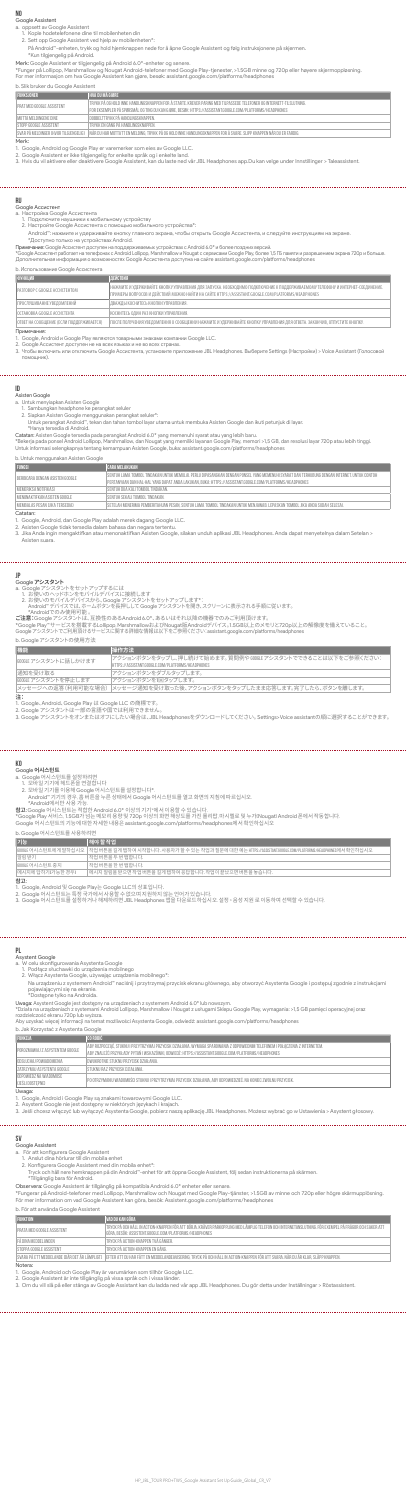## NO

### Google Assistent

a. Oppsett av Google Assistent

1. Kople hodetelefonene dine til mobiltelefonen din.
2. Sett opp Google Assistent ved hjelp av mobiltelefonen*:

På Android™-enheten, trykk og hold hjemknappen nede for å åpne Google Assistent og følg instruksjonene på skjermen.

*Kun tilgjengelig på Android.

**Merk:** Google Assistent er tilgjengelig på Android 6.0*-enheter og senere.

*Fungerer på Lollipop, Marshmallow og Nougat Android-telefoner med Google Play-tjenester, >1.5GB minne og 720p eller høyere skjermoppløsning.

For mer informasjon om hva Google Assistent kan gjøre, besøk: assistant.google.com/platforms/headphones

b. Slik bruker du Google Assistent

| FUNKSJONER | HVA DU MÅ GJØRE |
|---|---|
| PRATE MED GOOGLE ASSISTENT | TRYKK PÅ OG HOLD INNE HANDLINGSKNAPPEN FOR Å STARTE. KREVER PARING MED ET KOMPATIBELT TELEFON OG INTERNETT-TILKOBLING. FOR EKSEMPLER PÅ SPØRSMÅL Å STILLE, BESØK: HTTPS://ASSISTANT.GOOGLE.COM/PLATFORMS/HEADPHONES |
| MOTTA VARSLINGER | DOBBELTTRYKK PÅ HANDLINGSKNAPPEN |
| STOPP GOOGLE ASSISTENT | TRYKK ÉN GANG PÅ HANDLINGSKNAPPEN |
| SVAR PÅ MELDINGER (HVIS TILGJENGELIG) | NÅR DU HØRER VARSLINGEN, TRYKK OG HOLD INNE HANDLINGSKNAPPEN FOR Å SVARE. SLIPP KNAPPEN NÅR DU ER FERDIG. |

**Merk:**

1. Google, Android og Google Play er varemerker som eies av Google LLC.
2. Google Assistent er ikke tilgjengelig for enkelte språk og i enkelte land.
3. Hvis du vil aktivere eller deaktivere Google Assistent, kan du laste ned vår JBL Headphones-app. Du kan velge under Innstillinger > Taleassistent.

## RU

### Google Ассистент

a. Настройка Google Ассистента

1. Подключите наушники к мобильному устройству
2. Настройте Google Ассистент с помощью мобильного устройства*:

Android™: нажмите и удерживайте кнопку главного экрана, чтобы открыть Google Ассистент, и следуйте инструкциям на экране.

*Доступно только на устройствах Android.

**Примечание:** Google Ассистент доступен на поддерживаемых устройствах с Android 6.0* и более поздних версий.

*Google Ассистент работает на телефонах с Android Lollipop, Marshmallow и Nougat с сервисами Google Play, более 1,5 ГБ памяти и разрешением экрана 720p и больше.

Дополнительная информация о возможностях Google Ассистента доступна на сайте assistant.google.com/platforms/headphones

b. Использование Google Ассистента

| ФУНКЦИЯ | ДЕЙСТВИЕ |
|---|---|
| РАЗГОВОР С GOOGLE АССИСТЕНТОМ | НАЖМИТЕ И УДЕРЖИВАЙТЕ КНОПКУ УПРАВЛЕНИЯ ДЛЯ ЗАПУСКА. НЕОБХОДИМО ПОДКЛЮЧЕНИЕ К ПОДДЕРЖИВАЕМОМУ ТЕЛЕФОНУ И ИНТЕРНЕТ-СОЕДИНЕНИЕ. ПРИМЕРЫ ВОПРОСОВ И ДЕЙСТВИЙ МОЖНО НАЙТИ НА САЙТЕ HTTPS://ASSISTANT.GOOGLE.COM/PLATFORMS/HEADPHONES |
| ПРОСЛУШИВАНИЕ УВЕДОМЛЕНИЙ | ДВАЖДЫ НАЖМИТЕ КНОПКУ УПРАВЛЕНИЯ. |
| ОСТАНОВКА GOOGLE АССИСТЕНТА | НАЖМИТЕ ОДИН РАЗ КНОПКУ УПРАВЛЕНИЯ. |
| ОТВЕТ НА СООБЩЕНИЕ (ЕСЛИ ПОДДЕРЖИВАЕТСЯ) | ПОСЛЕ ПОЛУЧЕНИЯ УВЕДОМЛЕНИЯ О СООБЩЕНИИ НАЖМИТЕ И УДЕРЖИВАЙТЕ КНОПКУ УПРАВЛЕНИЯ ДЛЯ ОТВЕТА. ЗАКОНЧИВ, ОТПУСТИТЕ КНОПКУ. |

**Примечание:**

1. Google, Android и Google Play являются товарными знаками компании Google LLC.
2. Google Ассистент доступен не на всех языках и не во всех странах.
3. Чтобы включить или отключить Google Ассистента, установите приложение JBL Headphones. Выберите Settings (Настройки) > Voice Assistant (Голосовой помощник).

## ID

### Asisten Google

a. Untuk menyiapkan Asisten Google

1. Sambungkan headphone ke perangkat seluler
2. Siapkan Asisten Google menggunakan perangkat seluler*:

Untuk perangkat Android™, tekan dan tahan tombol layar utama untuk membuka Asisten Google dan ikuti petunjuk di layar.

*Hanya tersedia di Android.

**Catatan:** Asisten Google tersedia pada perangkat Android 6.0* yang memenuhi syarat atau yang lebih baru.

*Bekerja pada ponsel Android Lollipop, Marshmallow, dan Nougat yang memiliki layanan Google Play, memori >1.5 GB, dan resolusi layar 720p atau lebih tinggi.

Untuk informasi selengkapnya tentang kemampuan Asisten Google, buka: assistant.google.com/platforms/headphones

b. Untuk menggunakan Asisten Google

| FUNGSI | CARA MELAKUKAN |
|---|---|
| BERBICARA DENGAN ASISTEN GOOGLE | SENTUH LAMA TOMBOL TINDAKAN UNTUK MEMULAI. PERLU BERPASANGAN DENGAN PONSEL YANG MEMENUHI SYARAT DAN TERSAMBUNG DENGAN INTERNET. UNTUK CONTOH PERTANYAAN DAN HAL YANG DAPAT ANDA LAKUKAN, BUKA: HTTPS://ASSISTANT.GOOGLE.COM/PLATFORMS/HEADPHONES |
| MENDENGARKAN NOTIFIKASI | SENTUH DUA KALI TOMBOL TINDAKAN |
| MENGHENTIKAN ASISTEN GOOGLE | SENTUH SEKALI TOMBOL TINDAKAN |
| MEMBALAS PESAN (JIKA TERSEDIA) | SETELAH MENDENGAR PEMBERITAHUAN PESAN, SENTUH LAMA TOMBOL TINDAKAN UNTUK MENANGGAPI. JIKA SUDAH SELESAI, LEPASKAN TOMBOL. |

**Catatan:**

1. Google, Android, dan Google Play adalah merek dagang Google LLC.
2. Asisten Google tidak tersedia dalam bahasa dan negara tertentu.
3. Jika Anda ingin mengaktifkan atau menonaktifkan Asisten Google, silakan unduh aplikasi JBL Headphones. Anda dapat menyeleksinya di bawah Setelan > Asisten suara.

## JP

### Google アシスタント

a. Google アシスタントをセットアップするには

1. お使いのヘッドホンをモバイルデバイスに接続します
2. お使いのモバイルデバイスから、Google アシスタントをセットアップします*：

Android™ デバイスでは、ホームボタンを長押しして Google アシスタントを開き、スクリーンに表示される手順に従います。

*Androidでのみ使用可能。

**ご注意：**Google アシスタントは、互換性のあるAndroid 6.0*、およびそれ以上の機器でのみご利用頂けます。

*Google Play™ サービスを搭載するLollipop、Marshmallowおよび Nougat搭載のAndroidデバイス（1.5GB以上のメモリと720p以上の解像度を備えているもの）。

Google アシスタントでご利用頂けるサービスに関する詳細な情報は以下をご参照ください: assistant.google.com/platforms/headphones

b. Google アシスタントの使用方法

| 機能 | 操作方法 |
|---|---|
| GOOGLE アシスタントに話しかけます | アクションボタンをタップし、押し続けて始めます。質問例や GOOGLE アシスタントでできることは以下をご参照ください: HTTPS://ASSISTANT.GOOGLE.COM/PLATFORMS/HEADPHONES |
| 通知を受け取る | アクションボタンをダブルタップします。 |
| GOOGLE アシスタントを停止します | アクションボタンを1回タップします。 |
| メッセージへの返答（利用可能な場合） | メッセージ通知を受け取った後、アクションボタンをタップしたまま応答します。完了したら、ボタンを離します。 |

注：

1. Google、Android、および Google Play は Google LLC の商標です。
2. Google アシスタントは一部の言語や国ではお使いできません。
3. Google アシスタントをオンまたはオフにしたい場合は、JBL Headphonesをダウンロードしてください。Settings＞Voice assistantの順に選択することができます。

## KO

### Google 어시스턴트

a. Google 어시스턴트를 설정하려면

1. 모바일 기기에 헤드폰을 연결합니다
2. 모바일 기기를 이용해 Google 어시스턴트를 설정합니다*:

Android™ 기기의 경우, 홈 버튼을 누른 상태에서 Google 어시스턴트를 열고 화면의 지침에 따라 실시합니다.

*Android에서만 사용 가능.

**참고:** Google 어시스턴트는 적합한 Android 6.0* 이상의 기기에서 사용할 수 있습니다.

*Google Play 서비스, 1.5GB가 넘는 메모리 용량 및 720p 이상의 화면 해상도를 가진 롤리팝, 마시멜로 및 누가 Android 폰에서 작동합니다.

Google 어시스턴트 기능에 대한 자세한 내용은 assistant.google.com/platforms/headphones 를 참조하십시오.

b. Google 어시스턴트를 사용하려면

| 기능 | 해야 할 작업 |
|---|---|
| GOOGLE 어시스턴트와 대화하기 | 작업 버튼을 길게 탭하여 시작합니다. 적합한 폰과 페어링하고 인터넷에 연결해야 합니다. 질문 예시 및 할 수 있는 작업은 HTTPS://ASSISTANT.GOOGLE.COM/PLATFORMS/HEADPHONES 에서 확인하십시오. |
| 알림 받기 | 작업 버튼을 두 번 탭합니다. |
| GOOGLE 어시스턴트 중지 | 작업 버튼을 한 번 탭합니다. |
| 메시지에 답장하기 (가능한 경우) | 메시지 알림을 받으면 작업 버튼을 길게 탭하여 답장합니다. 작업이 끝나면 버튼을 놓습니다. |

**참고:**

1. Google, Android 및 Google Play는 Google LLC의 상표입니다.
2. Google 어시스턴트는 특정 언어 및 국가에서 사용할 수 없습니다.
3. Google 어시스턴트를 설정하거나 해제하려면 JBL Headphones 앱을 다운로드하십시오. 설정 > 음성 지원 메뉴에서 선택할 수 있습니다.

## PL

### Asystent Google

a. W celu skonfigurowania Asystenta Google

1. Podłącz słuchawki do urządzenia mobilnego
2. Włącz Asystenta Google, używając urządzenia mobilnego*:

Na urządzeniu z systemem Android™ naciśnij i przytrzymaj przycisk ekranu głównego, aby otworzyć Asystenta Google i postępuj zgodnie z instrukcjami pojawiającymi się na ekranie.

*Dostępne tylko na Androidzie.

**Uwaga:** Asystent Google jest dostępny na urządzeniach z systemem Android 6.0* lub nowszym.

*Działa na urządzeniach z systemem Android Lollipop, Marshmallow i Nougat z usługami Sklepu Google Play, wymagania: >1,5 GB pamięci operacyjnej oraz rozdzielczość ekranu 720p lub wyższa.

Aby uzyskać więcej informacji na temat możliwości Asystenta Google, odwiedź: assistant.google.com/platforms/headphones

b. Jak korzystać z Asystenta Google

| FUNKCJA | CO ROBIĆ |
|---|---|
| POROZMAWIAJ Z ASYSTENTEM GOOGLE | ABY ROZPOCZĄĆ, STUKNIJ I PRZYTRZYMAJ PRZYCISK DZIAŁANIA. WYMAGA SPAROWANIA Z ODPOWIEDNIM TELEFONEM I POŁĄCZENIA Z INTERNETEM. ABY ZOBACZYĆ PRZYKŁADOWE PYTANIA I DZIAŁANIA, ODWIEDŹ: HTTPS://ASSISTANT.GOOGLE.COM/PLATFORMS/HEADPHONES |
| ODSŁUCHAJ POWIADOMIENIA | DWUKROTNIE STUKNIJ PRZYCISK DZIAŁANIA. |
| ZATRZYMAJ ASYSTENTA GOOGLE | STUKNIJ RAZ PRZYCISK DZIAŁANIA. |
| ODPOWIEDZ NA WIADOMOŚĆ (JEŚLI DOSTĘPNE) | PO USŁYSZENIU POWIADOMIENIA O WIADOMOŚCI STUKNIJ I PRZYTRZYMAJ PRZYCISK DZIAŁANIA, ABY ODPOWIEDZIEĆ. NA KONIEC ZWOLNIJ PRZYCISK. |

**Uwaga:**

1. Google, Android i Google Play są znakami towarowymi Google LLC.
2. Asystent Google nie jest dostępny w niektórych językach i krajach.
3. Jeśli chcesz włączyć lub wyłączyć Asystenta Google, pobierz naszą aplikację JBL Headphones. Możesz wybrać go w Ustawienia > Asystent głosowy.

## SV

### Google Assistant

a. För att konfigurera Google Assistant

1. Anslut dina hörlurar till din mobila enhet
2. Konfigurera Google Assistant med din mobila enhet*:

Tryck och håll ned hemknappen på din Android™-enhet för att öppna Google Assistant, följ sedan instruktionerna på skärmen.

*Endast tillgänglig för Android.

**Observera:** Google Assistant är tillgänglig på kompatibla Android 6.0* enheter eller senare.

*Fungerar på Android-telefoner med Lollipop, Marshmallow och Nougat med Google Play-tjänster, >1.5GB av minne och 720p eller högre skärmupplösning.

För mer information om vad Google Assistant kan göra, besök: assistant.google.com/platforms/headphones

b. För att använda Google Assistant

| FUNKTION | HUR GÖR MAN |
|---|---|
| PRATA MED GOOGLE ASSISTANT | TRYCK OCH HÅLL IN ACTIONKNAPPEN FÖR ATT STARTA. KRÄVER PARKOPPLING MED EN KOMPATIBEL TELEFON OCH INTERNETANSLUTNING. FÖR EXEMPEL PÅ FRÅGOR OCH VAD DU KAN GÖRA, BESÖK: HTTPS://ASSISTANT.GOOGLE.COM/PLATFORMS/HEADPHONES |
| FÅ DINA AVISERINGAR | DUBBELTRYCK ACTIONKNAPPEN |
| STOPPA GOOGLE ASSISTANT | TRYCK PÅ ACTIONKNAPPEN EN GÅNG |
| SVARA PÅ MEDDELANDEN (OM TILLGÄNGLIGT) | EFTER ATT DU HÖRT ETT MEDDELANDE, TRYCK OCH HÅLL ACTIONKNAPPEN FÖR ATT SVARA. SLÄPP KNAPPEN NÄR DU ÄR KLAR. |

**Notera:**

1. Google, Android och Google Play är varumärken som tillhör Google LLC.
2. Google Assistant är inte tillgänglig på vissa språk och i vissa länder.
3. Om du vill slå på eller stänga av Google Assistant kan du ladda ned vår app JBL Headphones. Du gör detta under Inställningar > Röstassistent.